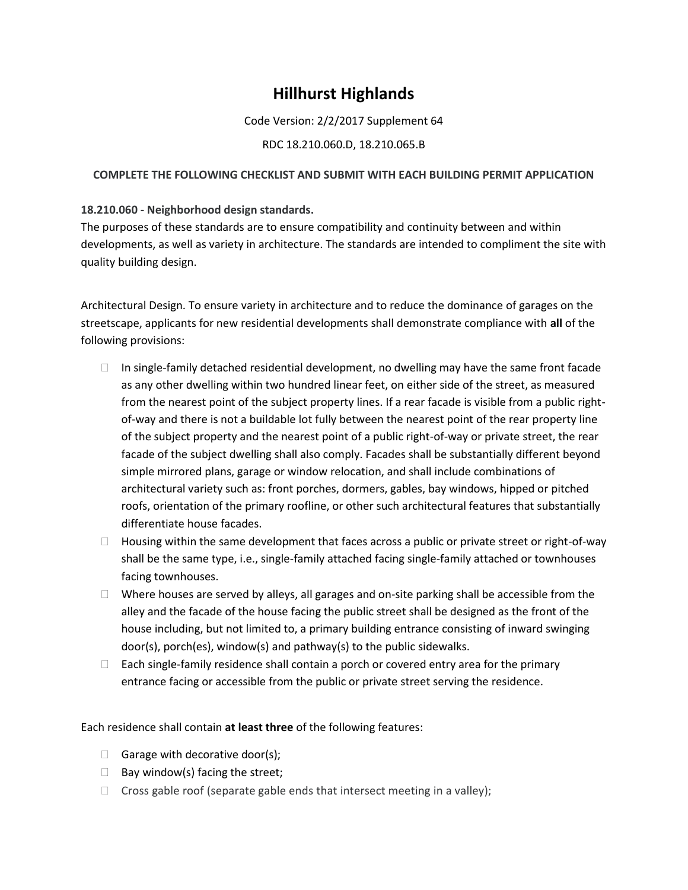# Hillhurst Highlands

Code Version: 2/2/2017 Supplement 64

RDC 18.210.060.D, 18.210.065.B

**COMPLETE THE FOLLOWING CHECKLIST AND SUBMIT WITH EACH BUILDING PERMIT APPLICATION**

**18.210.060 - Neighborhood design standards.**
The purposes of these standards are to ensure compatibility and continuity between and within developments, as well as variety in architecture. The standards are intended to compliment the site with quality building design.

Architectural Design. To ensure variety in architecture and to reduce the dominance of garages on the streetscape, applicants for new residential developments shall demonstrate compliance with **all** of the following provisions:

- ☐ In single-family detached residential development, no dwelling may have the same front facade as any other dwelling within two hundred linear feet, on either side of the street, as measured from the nearest point of the subject property lines. If a rear facade is visible from a public right-of-way and there is not a buildable lot fully between the nearest point of the rear property line of the subject property and the nearest point of a public right-of-way or private street, the rear facade of the subject dwelling shall also comply. Facades shall be substantially different beyond simple mirrored plans, garage or window relocation, and shall include combinations of architectural variety such as: front porches, dormers, gables, bay windows, hipped or pitched roofs, orientation of the primary roofline, or other such architectural features that substantially differentiate house facades.
- ☐ Housing within the same development that faces across a public or private street or right-of-way shall be the same type, i.e., single-family attached facing single-family attached or townhouses facing townhouses.
- ☐ Where houses are served by alleys, all garages and on-site parking shall be accessible from the alley and the facade of the house facing the public street shall be designed as the front of the house including, but not limited to, a primary building entrance consisting of inward swinging door(s), porch(es), window(s) and pathway(s) to the public sidewalks.
- ☐ Each single-family residence shall contain a porch or covered entry area for the primary entrance facing or accessible from the public or private street serving the residence.

Each residence shall contain **at least three** of the following features:

- ☐ Garage with decorative door(s);
- ☐ Bay window(s) facing the street;
- ☐ Cross gable roof (separate gable ends that intersect meeting in a valley);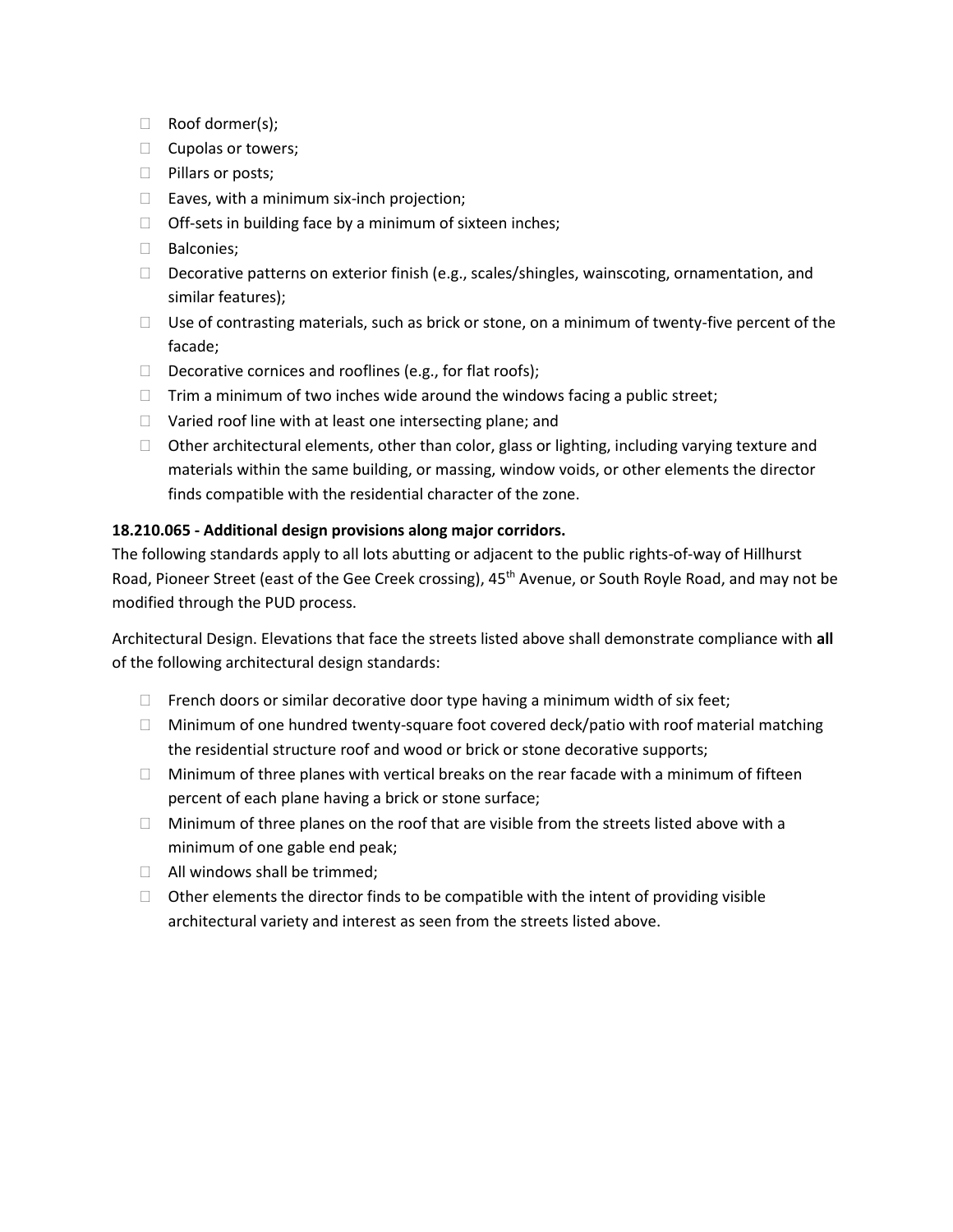- Roof dormer(s);
- Cupolas or towers;
- Pillars or posts;
- Eaves, with a minimum six-inch projection;
- Off-sets in building face by a minimum of sixteen inches;
- Balconies;
- Decorative patterns on exterior finish (e.g., scales/shingles, wainscoting, ornamentation, and similar features);
- Use of contrasting materials, such as brick or stone, on a minimum of twenty-five percent of the facade;
- Decorative cornices and rooflines (e.g., for flat roofs);
- Trim a minimum of two inches wide around the windows facing a public street;
- Varied roof line with at least one intersecting plane; and
- Other architectural elements, other than color, glass or lighting, including varying texture and materials within the same building, or massing, window voids, or other elements the director finds compatible with the residential character of the zone.

**18.210.065 - Additional design provisions along major corridors.**

The following standards apply to all lots abutting or adjacent to the public rights-of-way of Hillhurst Road, Pioneer Street (east of the Gee Creek crossing), 45th Avenue, or South Royle Road, and may not be modified through the PUD process.

Architectural Design. Elevations that face the streets listed above shall demonstrate compliance with **all** of the following architectural design standards:

- French doors or similar decorative door type having a minimum width of six feet;
- Minimum of one hundred twenty-square foot covered deck/patio with roof material matching the residential structure roof and wood or brick or stone decorative supports;
- Minimum of three planes with vertical breaks on the rear facade with a minimum of fifteen percent of each plane having a brick or stone surface;
- Minimum of three planes on the roof that are visible from the streets listed above with a minimum of one gable end peak;
- All windows shall be trimmed;
- Other elements the director finds to be compatible with the intent of providing visible architectural variety and interest as seen from the streets listed above.